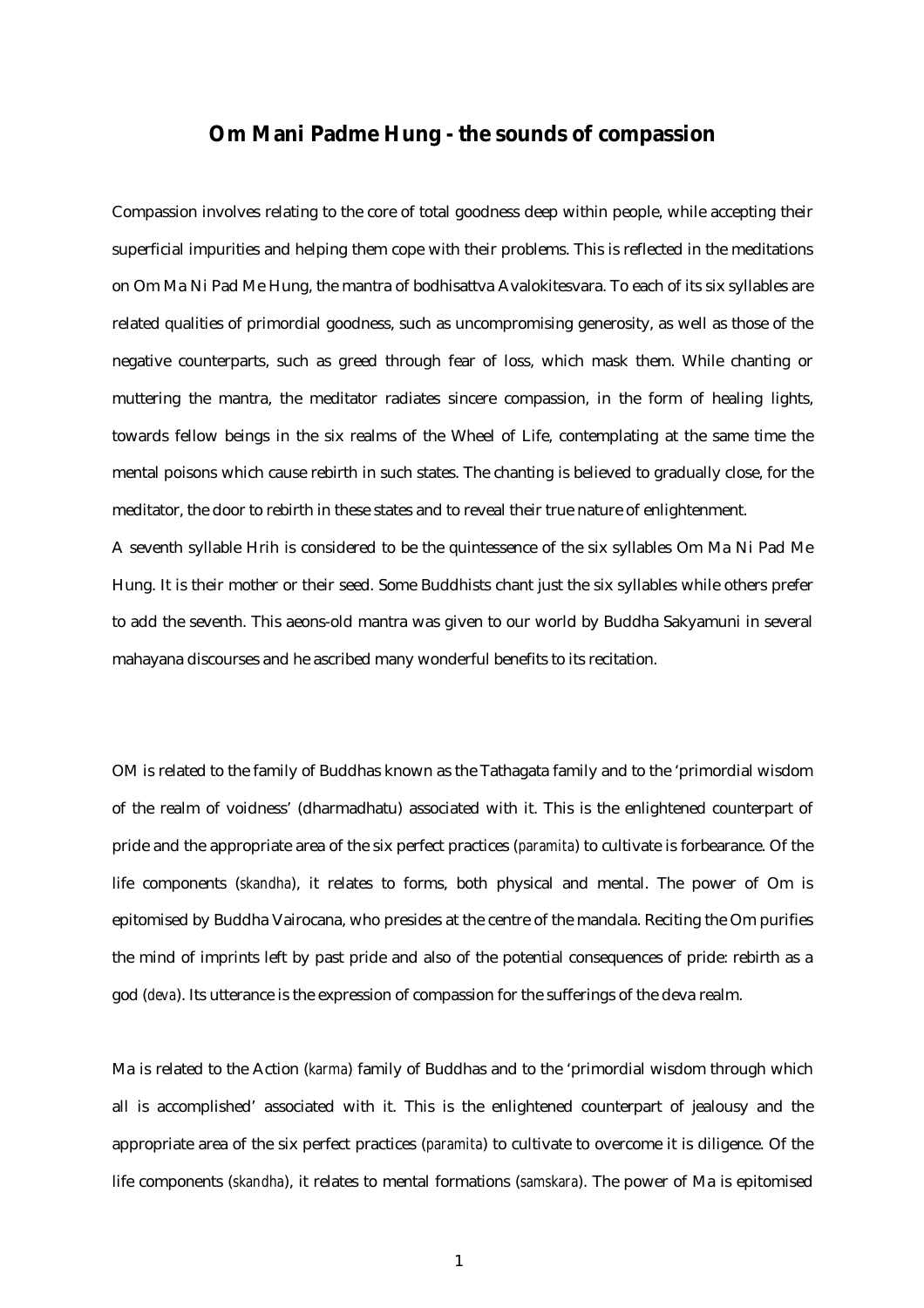# Om Mani Padme Hung - the sounds of compassion

Compassion involves relating to the core of total goodness deep within people, while accepting their superficial impurities and helping them cope with their problems. This is reflected in the meditations on Om Ma Ni Pad Me Hung, the mantra of bodhisattva Avalokitesvara. To each of its six syllables are related qualities of primordial goodness, such as uncompromising generosity, as well as those of the negative counterparts, such as greed through fear of loss, which mask them. While chanting or muttering the mantra, the meditator radiates sincere compassion, in the form of healing lights, towards fellow beings in the six realms of the Wheel of Life, contemplating at the same time the mental poisons which cause rebirth in such states. The chanting is believed to gradually close, for the meditator, the door to rebirth in these states and to reveal their true nature of enlightenment.

A seventh syllable Hrih is considered to be the quintessence of the six syllables Om Ma Ni Pad Me Hung. It is their mother or their seed. Some Buddhists chant just the six syllables while others prefer to add the seventh. This aeons-old mantra was given to our world by Buddha Sakyamuni in several mahayana discourses and he ascribed many wonderful benefits to its recitation.

OM is related to the family of Buddhas known as the Tathagata family and to the 'primordial wisdom of the realm of voidness' (dharmadhatu) associated with it. This is the enlightened counterpart of pride and the appropriate area of the six perfect practices (*paramita*) to cultivate is forbearance. Of the life components (*skandha*), it relates to forms, both physical and mental. The power of Om is epitomised by Buddha Vairocana, who presides at the centre of the mandala. Reciting the Om purifies the mind of imprints left by past pride and also of the potential consequences of pride: rebirth as a god (*deva*). Its utterance is the expression of compassion for the sufferings of the deva realm.

Ma is related to the Action (*karma*) family of Buddhas and to the 'primordial wisdom through which all is accomplished' associated with it. This is the enlightened counterpart of jealousy and the appropriate area of the six perfect practices (*paramita*) to cultivate to overcome it is diligence. Of the life components (*skandha*), it relates to mental formations (*samskara*). The power of Ma is epitomised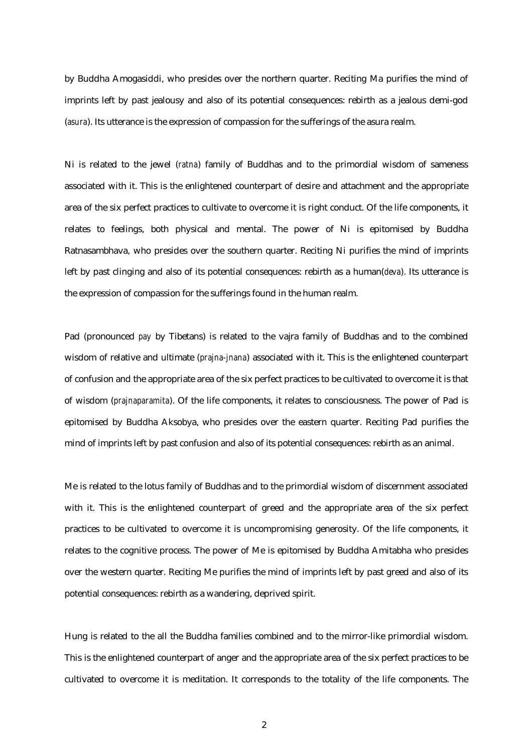by Buddha Amogasiddi, who presides over the northern quarter. Reciting Ma purifies the mind of imprints left by past jealousy and also of its potential consequences: rebirth as a jealous demi-god (*asura*). Its utterance is the expression of compassion for the sufferings of the asura realm.

Ni is related to the jewel (*ratna*) family of Buddhas and to the primordial wisdom of sameness associated with it. This is the enlightened counterpart of desire and attachment and the appropriate area of the six perfect practices to cultivate to overcome it is right conduct. Of the life components, it relates to feelings, both physical and mental. The power of Ni is epitomised by Buddha Ratnasambhava, who presides over the southern quarter. Reciting Ni purifies the mind of imprints left by past clinging and also of its potential consequences: rebirth as a human(*deva*). Its utterance is the expression of compassion for the sufferings found in the human realm.

Pad (pronounced *pay* by Tibetans) is related to the vajra family of Buddhas and to the combined wisdom of relative and ultimate (*prajna-jnana*) associated with it. This is the enlightened counterpart of confusion and the appropriate area of the six perfect practices to be cultivated to overcome it is that of wisdom (*prajnaparamita*). Of the life components, it relates to consciousness. The power of Pad is epitomised by Buddha Aksobya, who presides over the eastern quarter. Reciting Pad purifies the mind of imprints left by past confusion and also of its potential consequences: rebirth as an animal.

Me is related to the lotus family of Buddhas and to the primordial wisdom of discernment associated with it. This is the enlightened counterpart of greed and the appropriate area of the six perfect practices to be cultivated to overcome it is uncompromising generosity. Of the life components, it relates to the cognitive process. The power of Me is epitomised by Buddha Amitabha who presides over the western quarter. Reciting Me purifies the mind of imprints left by past greed and also of its potential consequences: rebirth as a wandering, deprived spirit.

Hung is related to the all the Buddha families combined and to the mirror-like primordial wisdom. This is the enlightened counterpart of anger and the appropriate area of the six perfect practices to be cultivated to overcome it is meditation. It corresponds to the totality of the life components. The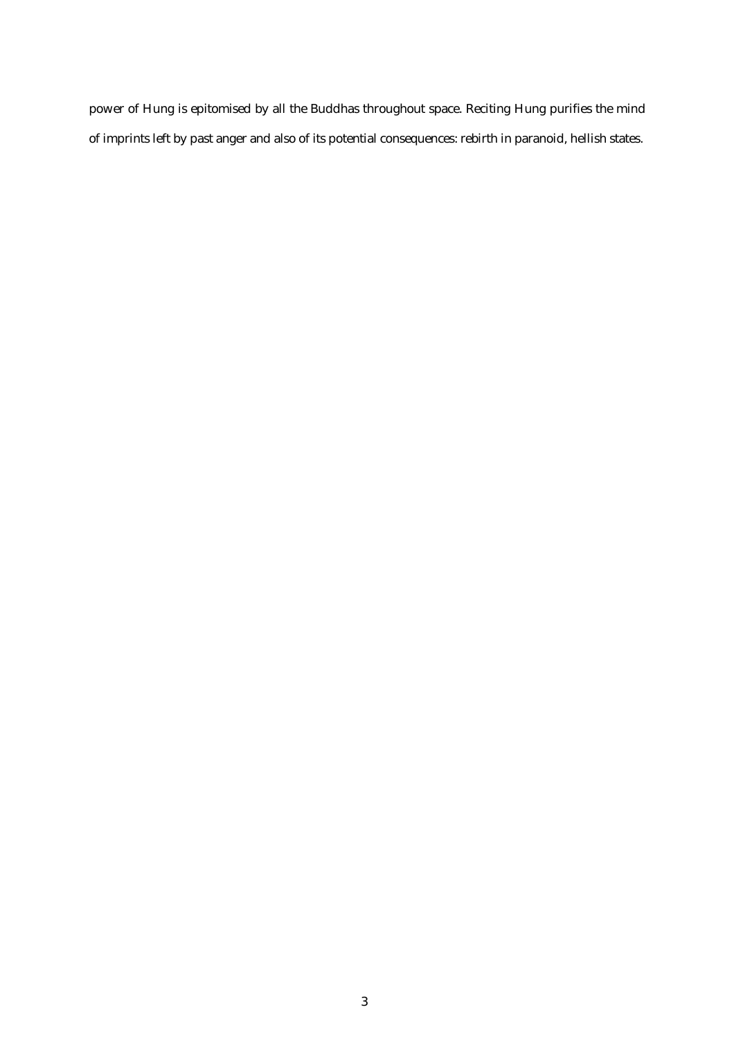power of Hung is epitomised by all the Buddhas throughout space. Reciting Hung purifies the mind of imprints left by past anger and also of its potential consequences: rebirth in paranoid, hellish states.